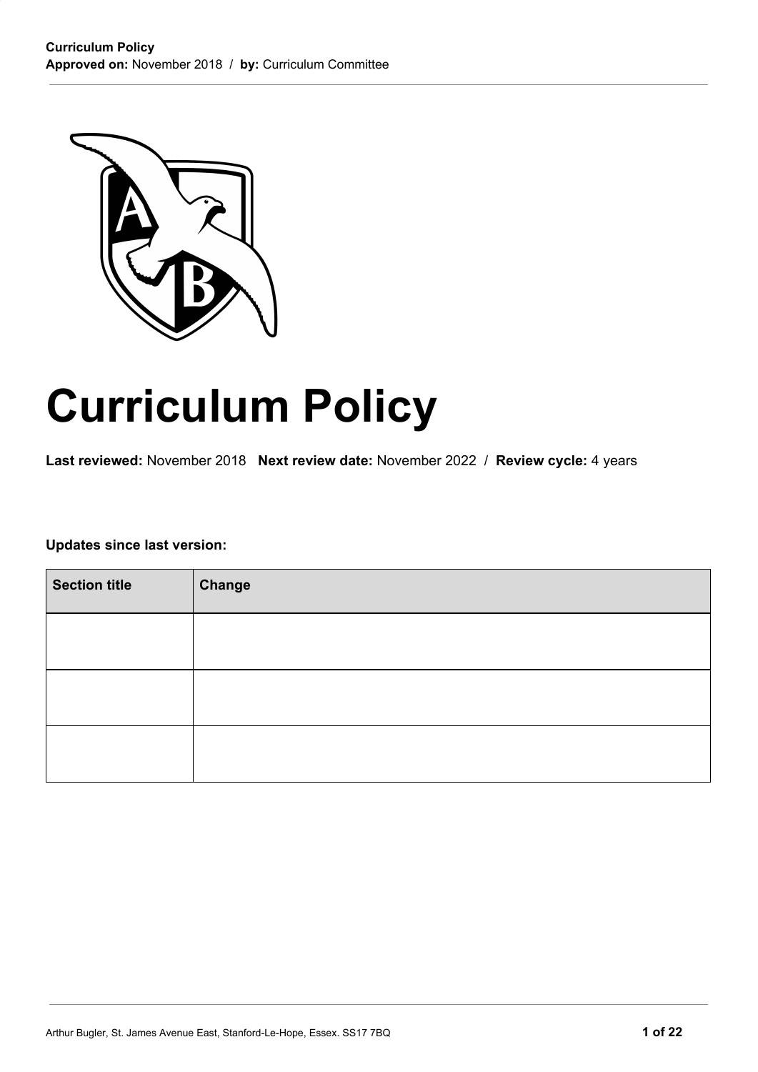**Curriculum Policy**
**Approved on:** November 2018 / **by:** Curriculum Committee

# Curriculum Policy

**Last reviewed:** November 2018 **Next review date:** November 2022 / **Review cycle:** 4 years

**Updates since last version:**

| Section title | Change |
| --- | --- |
| | |
| | |
| | |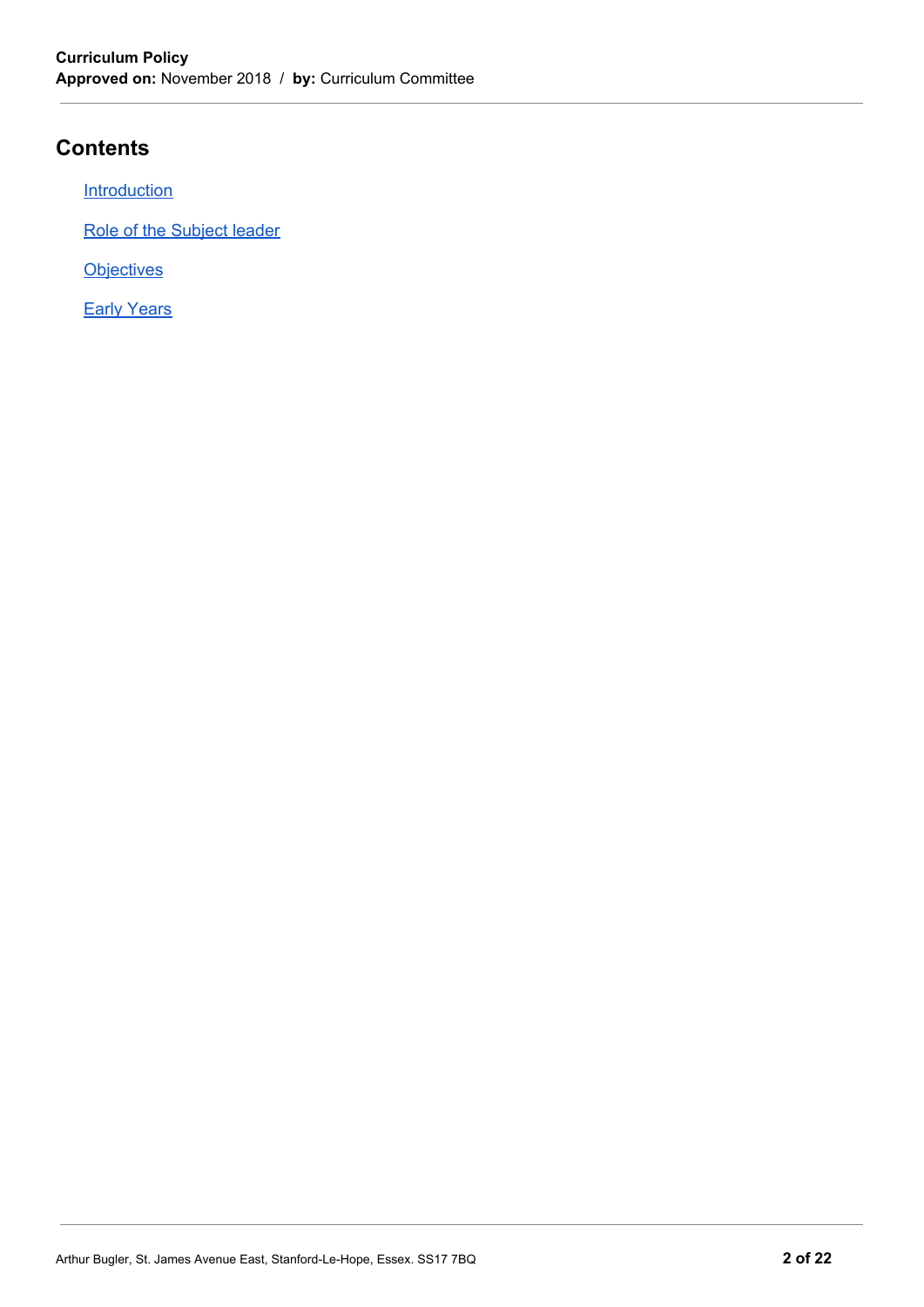## Contents

- Introduction
- Role of the Subject leader
- Objectives
- Early Years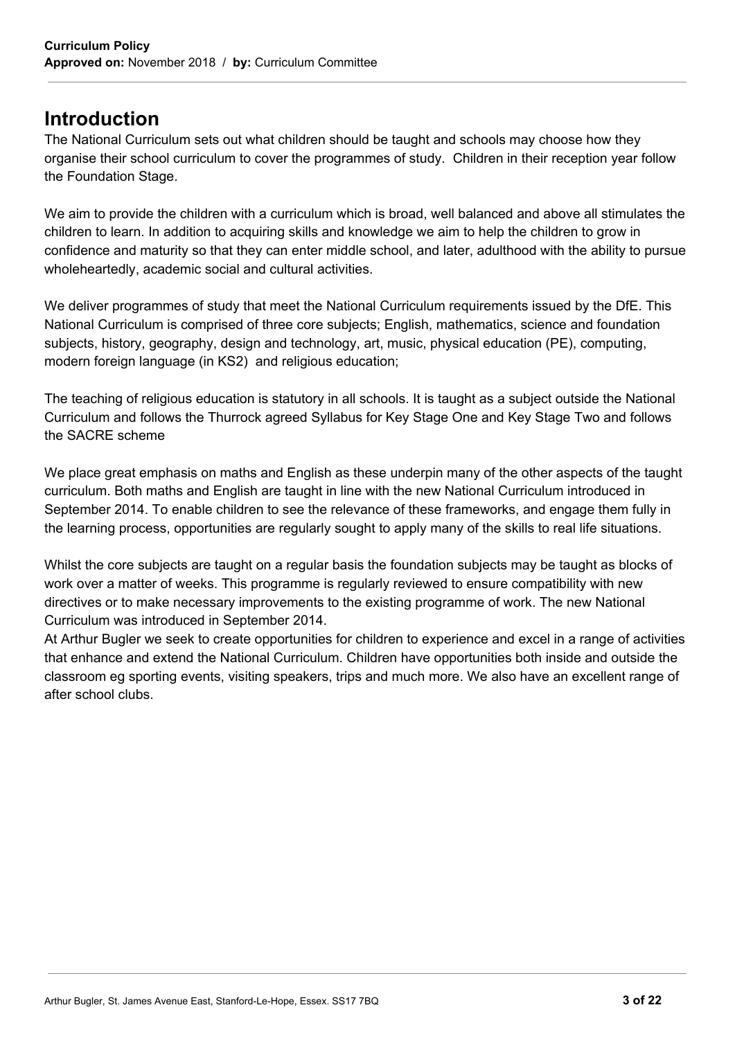# Introduction

The National Curriculum sets out what children should be taught and schools may choose how they organise their school curriculum to cover the programmes of study. Children in their reception year follow the Foundation Stage.

We aim to provide the children with a curriculum which is broad, well balanced and above all stimulates the children to learn. In addition to acquiring skills and knowledge we aim to help the children to grow in confidence and maturity so that they can enter middle school, and later, adulthood with the ability to pursue wholeheartedly, academic social and cultural activities.

We deliver programmes of study that meet the National Curriculum requirements issued by the DfE. This National Curriculum is comprised of three core subjects; English, mathematics, science and foundation subjects, history, geography, design and technology, art, music, physical education (PE), computing, modern foreign language (in KS2) and religious education;

The teaching of religious education is statutory in all schools. It is taught as a subject outside the National Curriculum and follows the Thurrock agreed Syllabus for Key Stage One and Key Stage Two and follows the SACRE scheme

We place great emphasis on maths and English as these underpin many of the other aspects of the taught curriculum. Both maths and English are taught in line with the new National Curriculum introduced in September 2014. To enable children to see the relevance of these frameworks, and engage them fully in the learning process, opportunities are regularly sought to apply many of the skills to real life situations.

Whilst the core subjects are taught on a regular basis the foundation subjects may be taught as blocks of work over a matter of weeks. This programme is regularly reviewed to ensure compatibility with new directives or to make necessary improvements to the existing programme of work. The new National Curriculum was introduced in September 2014.

At Arthur Bugler we seek to create opportunities for children to experience and excel in a range of activities that enhance and extend the National Curriculum. Children have opportunities both inside and outside the classroom eg sporting events, visiting speakers, trips and much more. We also have an excellent range of after school clubs.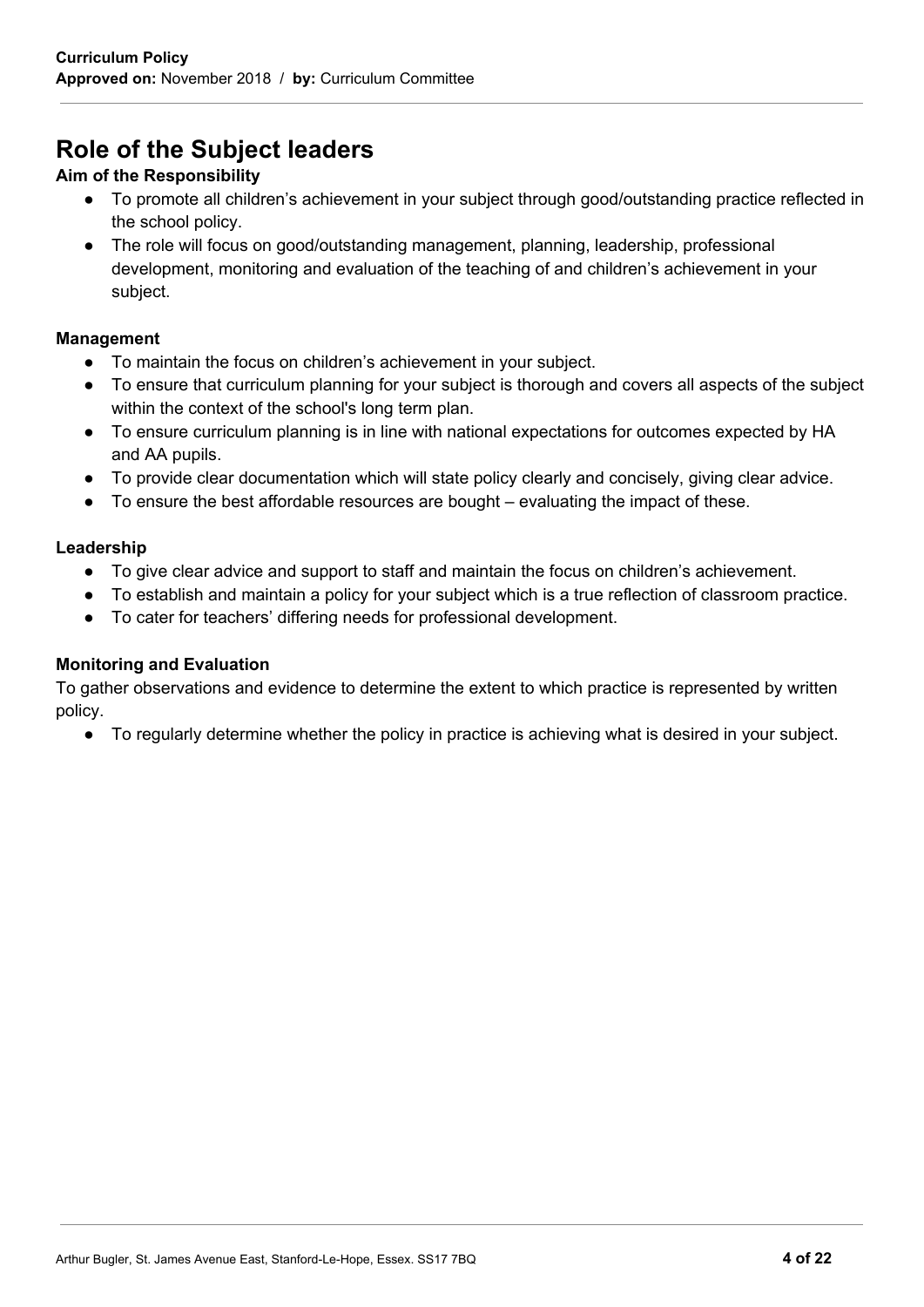## Role of the Subject leaders

**Aim of the Responsibility**

- To promote all children's achievement in your subject through good/outstanding practice reflected in the school policy.
- The role will focus on good/outstanding management, planning, leadership, professional development, monitoring and evaluation of the teaching of and children's achievement in your subject.

**Management**

- To maintain the focus on children's achievement in your subject.
- To ensure that curriculum planning for your subject is thorough and covers all aspects of the subject within the context of the school's long term plan.
- To ensure curriculum planning is in line with national expectations for outcomes expected by HA and AA pupils.
- To provide clear documentation which will state policy clearly and concisely, giving clear advice.
- To ensure the best affordable resources are bought – evaluating the impact of these.

**Leadership**

- To give clear advice and support to staff and maintain the focus on children's achievement.
- To establish and maintain a policy for your subject which is a true reflection of classroom practice.
- To cater for teachers' differing needs for professional development.

**Monitoring and Evaluation**

To gather observations and evidence to determine the extent to which practice is represented by written policy.

- To regularly determine whether the policy in practice is achieving what is desired in your subject.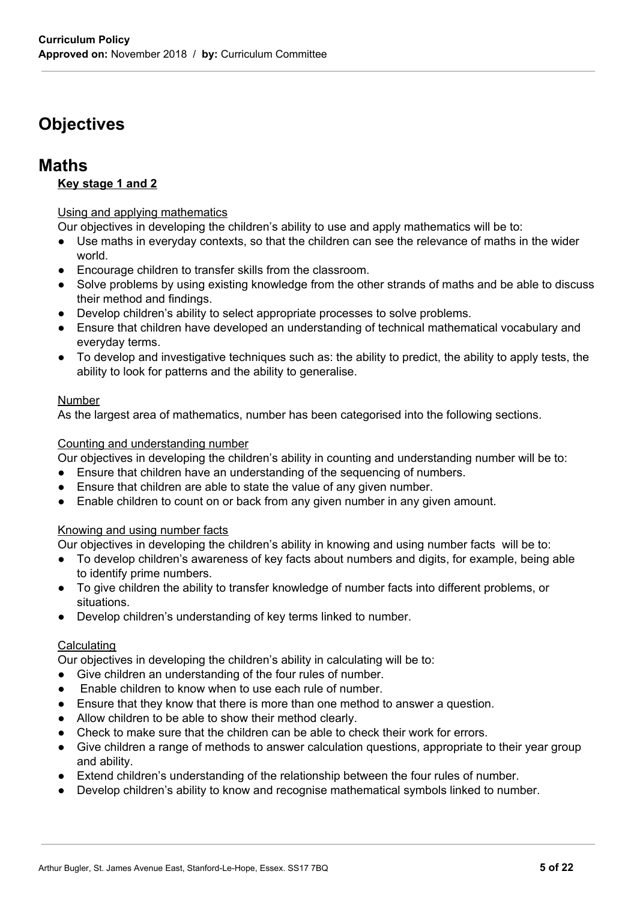# Objectives

# Maths

**Key stage 1 and 2**

Using and applying mathematics

Our objectives in developing the children's ability to use and apply mathematics will be to:

- Use maths in everyday contexts, so that the children can see the relevance of maths in the wider world.
- Encourage children to transfer skills from the classroom.
- Solve problems by using existing knowledge from the other strands of maths and be able to discuss their method and findings.
- Develop children's ability to select appropriate processes to solve problems.
- Ensure that children have developed an understanding of technical mathematical vocabulary and everyday terms.
- To develop and investigative techniques such as: the ability to predict, the ability to apply tests, the ability to look for patterns and the ability to generalise.

Number

As the largest area of mathematics, number has been categorised into the following sections.

Counting and understanding number

Our objectives in developing the children's ability in counting and understanding number will be to:

- Ensure that children have an understanding of the sequencing of numbers.
- Ensure that children are able to state the value of any given number.
- Enable children to count on or back from any given number in any given amount.

Knowing and using number facts

Our objectives in developing the children's ability in knowing and using number facts will be to:

- To develop children's awareness of key facts about numbers and digits, for example, being able to identify prime numbers.
- To give children the ability to transfer knowledge of number facts into different problems, or situations.
- Develop children's understanding of key terms linked to number.

Calculating

Our objectives in developing the children's ability in calculating will be to:

- Give children an understanding of the four rules of number.
- Enable children to know when to use each rule of number.
- Ensure that they know that there is more than one method to answer a question.
- Allow children to be able to show their method clearly.
- Check to make sure that the children can be able to check their work for errors.
- Give children a range of methods to answer calculation questions, appropriate to their year group and ability.
- Extend children's understanding of the relationship between the four rules of number.
- Develop children's ability to know and recognise mathematical symbols linked to number.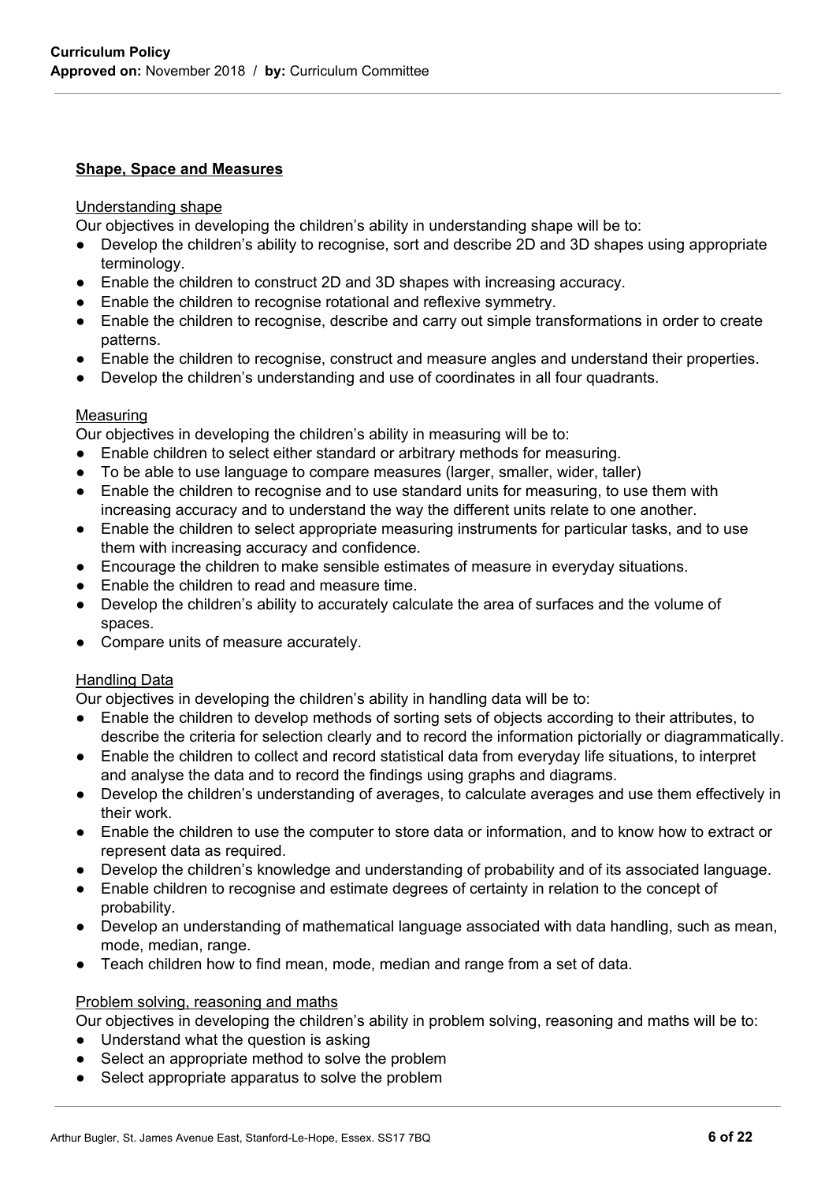**Shape, Space and Measures**

Understanding shape

Our objectives in developing the children's ability in understanding shape will be to:

- Develop the children's ability to recognise, sort and describe 2D and 3D shapes using appropriate terminology.
- Enable the children to construct 2D and 3D shapes with increasing accuracy.
- Enable the children to recognise rotational and reflexive symmetry.
- Enable the children to recognise, describe and carry out simple transformations in order to create patterns.
- Enable the children to recognise, construct and measure angles and understand their properties.
- Develop the children's understanding and use of coordinates in all four quadrants.

Measuring

Our objectives in developing the children's ability in measuring will be to:

- Enable children to select either standard or arbitrary methods for measuring.
- To be able to use language to compare measures (larger, smaller, wider, taller)
- Enable the children to recognise and to use standard units for measuring, to use them with increasing accuracy and to understand the way the different units relate to one another.
- Enable the children to select appropriate measuring instruments for particular tasks, and to use them with increasing accuracy and confidence.
- Encourage the children to make sensible estimates of measure in everyday situations.
- Enable the children to read and measure time.
- Develop the children's ability to accurately calculate the area of surfaces and the volume of spaces.
- Compare units of measure accurately.

Handling Data

Our objectives in developing the children's ability in handling data will be to:

- Enable the children to develop methods of sorting sets of objects according to their attributes, to describe the criteria for selection clearly and to record the information pictorially or diagrammatically.
- Enable the children to collect and record statistical data from everyday life situations, to interpret and analyse the data and to record the findings using graphs and diagrams.
- Develop the children's understanding of averages, to calculate averages and use them effectively in their work.
- Enable the children to use the computer to store data or information, and to know how to extract or represent data as required.
- Develop the children's knowledge and understanding of probability and of its associated language.
- Enable children to recognise and estimate degrees of certainty in relation to the concept of probability.
- Develop an understanding of mathematical language associated with data handling, such as mean, mode, median, range.
- Teach children how to find mean, mode, median and range from a set of data.

Problem solving, reasoning and maths

Our objectives in developing the children's ability in problem solving, reasoning and maths will be to:

- Understand what the question is asking
- Select an appropriate method to solve the problem
- Select appropriate apparatus to solve the problem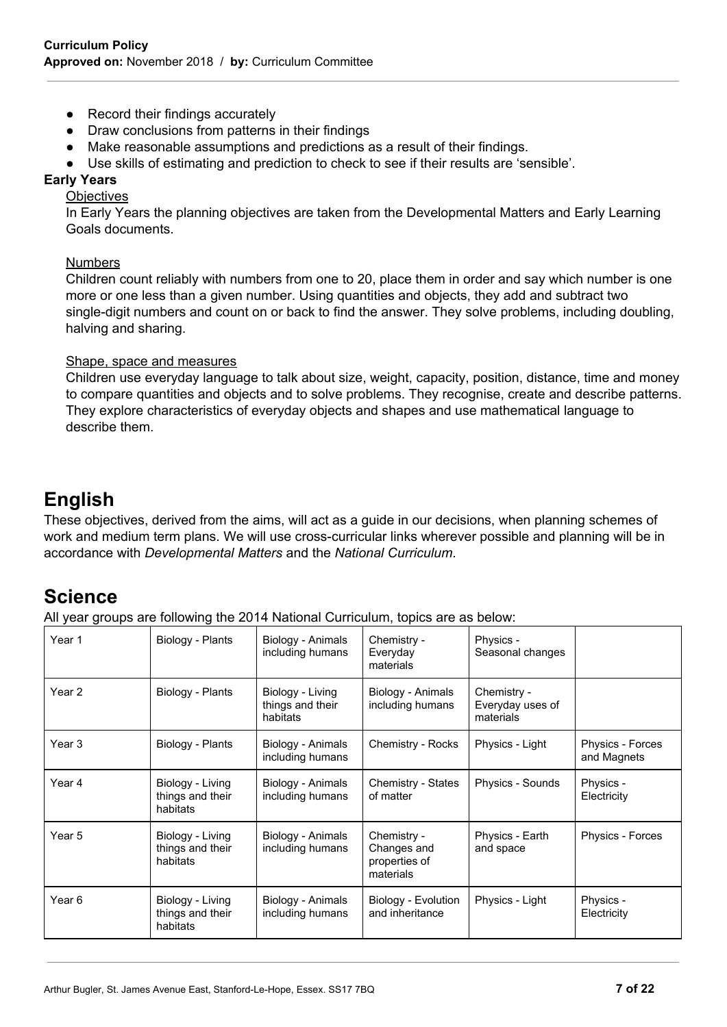- Record their findings accurately
- Draw conclusions from patterns in their findings
- Make reasonable assumptions and predictions as a result of their findings.
- Use skills of estimating and prediction to check to see if their results are 'sensible'.

**Early Years**

Objectives

In Early Years the planning objectives are taken from the Developmental Matters and Early Learning Goals documents.

Numbers

Children count reliably with numbers from one to 20, place them in order and say which number is one more or one less than a given number. Using quantities and objects, they add and subtract two single-digit numbers and count on or back to find the answer. They solve problems, including doubling, halving and sharing.

Shape, space and measures

Children use everyday language to talk about size, weight, capacity, position, distance, time and money to compare quantities and objects and to solve problems. They recognise, create and describe patterns. They explore characteristics of everyday objects and shapes and use mathematical language to describe them.

# English

These objectives, derived from the aims, will act as a guide in our decisions, when planning schemes of work and medium term plans. We will use cross-curricular links wherever possible and planning will be in accordance with *Developmental Matters* and the *National Curriculum*.

# Science

All year groups are following the 2014 National Curriculum, topics are as below:

| Year 1 | Biology - Plants | Biology - Animals including humans | Chemistry - Everyday materials | Physics - Seasonal changes | |
|---|---|---|---|---|---|
| Year 2 | Biology - Plants | Biology - Living things and their habitats | Biology - Animals including humans | Chemistry - Everyday uses of materials | |
| Year 3 | Biology - Plants | Biology - Animals including humans | Chemistry - Rocks | Physics - Light | Physics - Forces and Magnets |
| Year 4 | Biology - Living things and their habitats | Biology - Animals including humans | Chemistry - States of matter | Physics - Sounds | Physics - Electricity |
| Year 5 | Biology - Living things and their habitats | Biology - Animals including humans | Chemistry - Changes and properties of materials | Physics - Earth and space | Physics - Forces |
| Year 6 | Biology - Living things and their habitats | Biology - Animals including humans | Biology - Evolution and inheritance | Physics - Light | Physics - Electricity |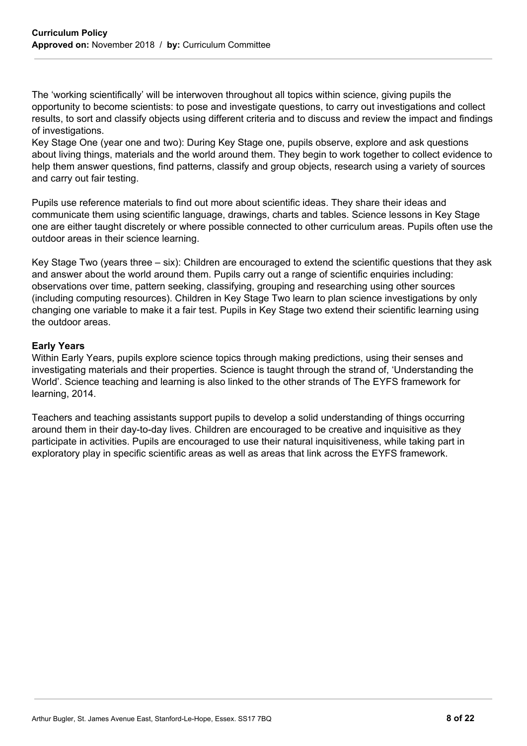The 'working scientifically' will be interwoven throughout all topics within science, giving pupils the opportunity to become scientists: to pose and investigate questions, to carry out investigations and collect results, to sort and classify objects using different criteria and to discuss and review the impact and findings of investigations.
Key Stage One (year one and two): During Key Stage one, pupils observe, explore and ask questions about living things, materials and the world around them. They begin to work together to collect evidence to help them answer questions, find patterns, classify and group objects, research using a variety of sources and carry out fair testing.

Pupils use reference materials to find out more about scientific ideas. They share their ideas and communicate them using scientific language, drawings, charts and tables. Science lessons in Key Stage one are either taught discretely or where possible connected to other curriculum areas. Pupils often use the outdoor areas in their science learning.

Key Stage Two (years three – six): Children are encouraged to extend the scientific questions that they ask and answer about the world around them. Pupils carry out a range of scientific enquiries including: observations over time, pattern seeking, classifying, grouping and researching using other sources (including computing resources). Children in Key Stage Two learn to plan science investigations by only changing one variable to make it a fair test. Pupils in Key Stage two extend their scientific learning using the outdoor areas.

**Early Years**

Within Early Years, pupils explore science topics through making predictions, using their senses and investigating materials and their properties. Science is taught through the strand of, 'Understanding the World'. Science teaching and learning is also linked to the other strands of The EYFS framework for learning, 2014.

Teachers and teaching assistants support pupils to develop a solid understanding of things occurring around them in their day-to-day lives. Children are encouraged to be creative and inquisitive as they participate in activities. Pupils are encouraged to use their natural inquisitiveness, while taking part in exploratory play in specific scientific areas as well as areas that link across the EYFS framework.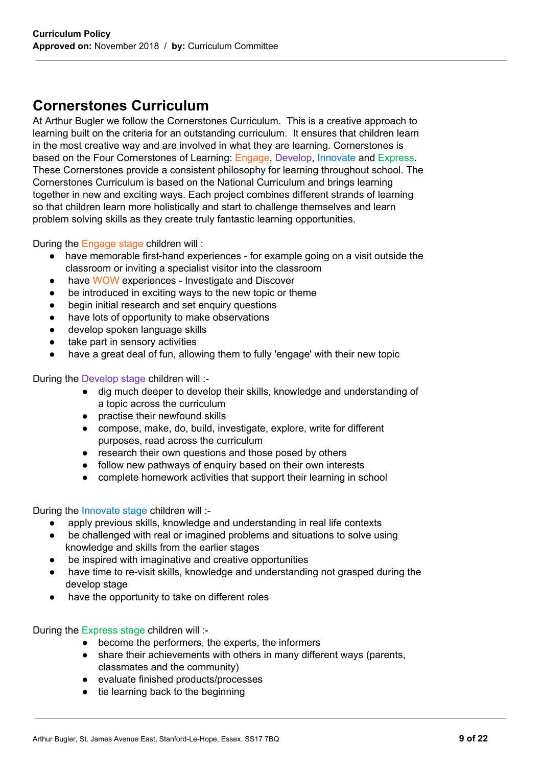## Cornerstones Curriculum

At Arthur Bugler we follow the Cornerstones Curriculum. This is a creative approach to learning built on the criteria for an outstanding curriculum. It ensures that children learn in the most creative way and are involved in what they are learning. Cornerstones is based on the Four Cornerstones of Learning: Engage, Develop, Innovate and Express. These Cornerstones provide a consistent philosophy for learning throughout school. The Cornerstones Curriculum is based on the National Curriculum and brings learning together in new and exciting ways. Each project combines different strands of learning so that children learn more holistically and start to challenge themselves and learn problem solving skills as they create truly fantastic learning opportunities.

During the Engage stage children will :

- have memorable first-hand experiences - for example going on a visit outside the classroom or inviting a specialist visitor into the classroom
- have WOW experiences - Investigate and Discover
- be introduced in exciting ways to the new topic or theme
- begin initial research and set enquiry questions
- have lots of opportunity to make observations
- develop spoken language skills
- take part in sensory activities
- have a great deal of fun, allowing them to fully 'engage' with their new topic

During the Develop stage children will :-

- dig much deeper to develop their skills, knowledge and understanding of a topic across the curriculum
- practise their newfound skills
- compose, make, do, build, investigate, explore, write for different purposes, read across the curriculum
- research their own questions and those posed by others
- follow new pathways of enquiry based on their own interests
- complete homework activities that support their learning in school

During the Innovate stage children will :-

- apply previous skills, knowledge and understanding in real life contexts
- be challenged with real or imagined problems and situations to solve using knowledge and skills from the earlier stages
- be inspired with imaginative and creative opportunities
- have time to re-visit skills, knowledge and understanding not grasped during the develop stage
- have the opportunity to take on different roles

During the Express stage children will :-

- become the performers, the experts, the informers
- share their achievements with others in many different ways (parents, classmates and the community)
- evaluate finished products/processes
- tie learning back to the beginning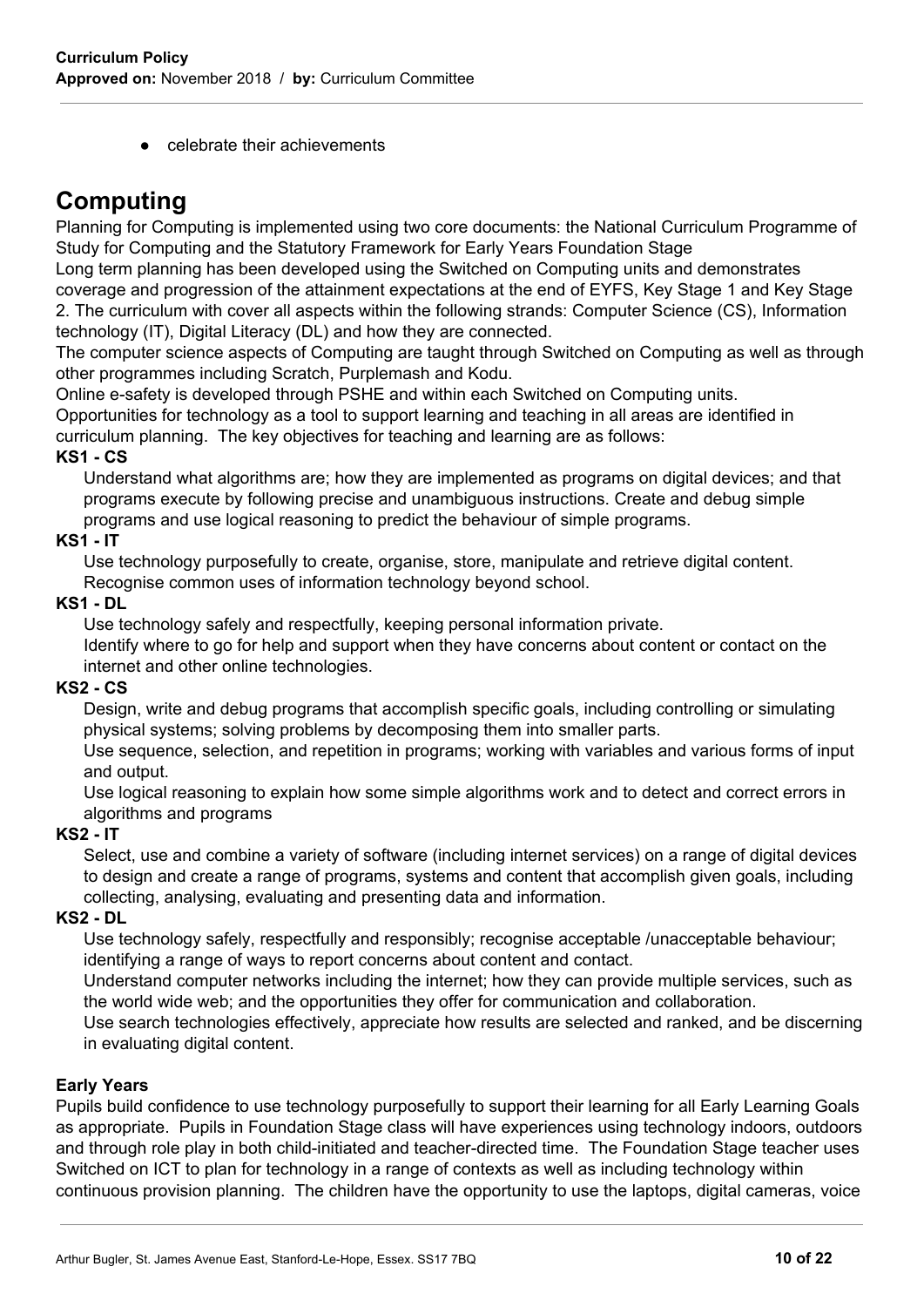- celebrate their achievements

# Computing

Planning for Computing is implemented using two core documents: the National Curriculum Programme of Study for Computing and the Statutory Framework for Early Years Foundation Stage

Long term planning has been developed using the Switched on Computing units and demonstrates coverage and progression of the attainment expectations at the end of EYFS, Key Stage 1 and Key Stage 2. The curriculum with cover all aspects within the following strands: Computer Science (CS), Information technology (IT), Digital Literacy (DL) and how they are connected.

The computer science aspects of Computing are taught through Switched on Computing as well as through other programmes including Scratch, Purplemash and Kodu.

Online e-safety is developed through PSHE and within each Switched on Computing units.

Opportunities for technology as a tool to support learning and teaching in all areas are identified in curriculum planning. The key objectives for teaching and learning are as follows:

**KS1 - CS**

Understand what algorithms are; how they are implemented as programs on digital devices; and that programs execute by following precise and unambiguous instructions. Create and debug simple programs and use logical reasoning to predict the behaviour of simple programs.

**KS1 - IT**

Use technology purposefully to create, organise, store, manipulate and retrieve digital content.
Recognise common uses of information technology beyond school.

**KS1 - DL**

Use technology safely and respectfully, keeping personal information private.
Identify where to go for help and support when they have concerns about content or contact on the internet and other online technologies.

**KS2 - CS**

Design, write and debug programs that accomplish specific goals, including controlling or simulating physical systems; solving problems by decomposing them into smaller parts.
Use sequence, selection, and repetition in programs; working with variables and various forms of input and output.
Use logical reasoning to explain how some simple algorithms work and to detect and correct errors in algorithms and programs

**KS2 - IT**

Select, use and combine a variety of software (including internet services) on a range of digital devices to design and create a range of programs, systems and content that accomplish given goals, including collecting, analysing, evaluating and presenting data and information.

**KS2 - DL**

Use technology safely, respectfully and responsibly; recognise acceptable /unacceptable behaviour; identifying a range of ways to report concerns about content and contact.
Understand computer networks including the internet; how they can provide multiple services, such as the world wide web; and the opportunities they offer for communication and collaboration.
Use search technologies effectively, appreciate how results are selected and ranked, and be discerning in evaluating digital content.

**Early Years**

Pupils build confidence to use technology purposefully to support their learning for all Early Learning Goals as appropriate. Pupils in Foundation Stage class will have experiences using technology indoors, outdoors and through role play in both child-initiated and teacher-directed time. The Foundation Stage teacher uses Switched on ICT to plan for technology in a range of contexts as well as including technology within continuous provision planning. The children have the opportunity to use the laptops, digital cameras, voice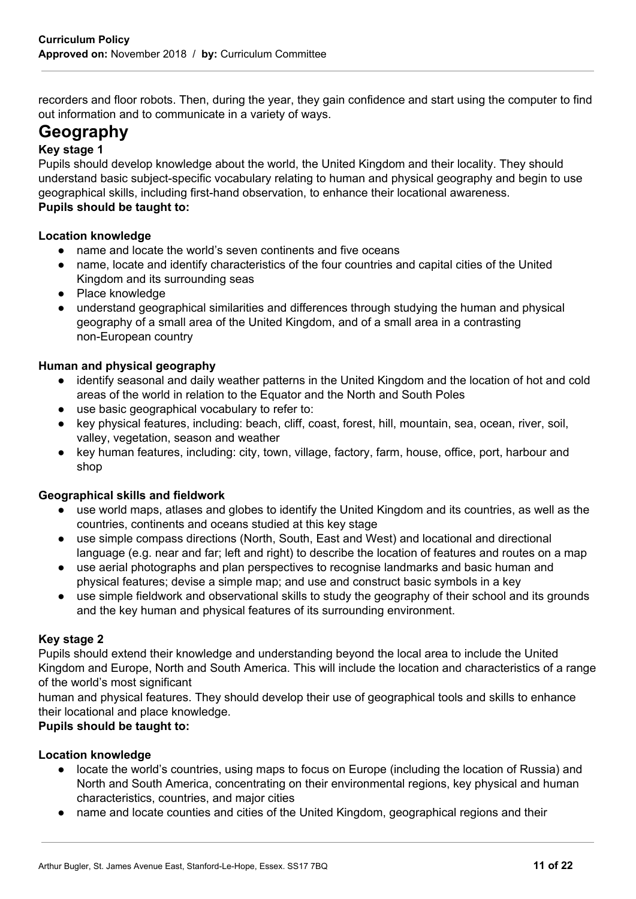recorders and floor robots. Then, during the year, they gain confidence and start using the computer to find out information and to communicate in a variety of ways.

# Geography

**Key stage 1**

Pupils should develop knowledge about the world, the United Kingdom and their locality. They should understand basic subject-specific vocabulary relating to human and physical geography and begin to use geographical skills, including first-hand observation, to enhance their locational awareness.

**Pupils should be taught to:**

**Location knowledge**

- name and locate the world's seven continents and five oceans
- name, locate and identify characteristics of the four countries and capital cities of the United Kingdom and its surrounding seas
- Place knowledge
- understand geographical similarities and differences through studying the human and physical geography of a small area of the United Kingdom, and of a small area in a contrasting non-European country

**Human and physical geography**

- identify seasonal and daily weather patterns in the United Kingdom and the location of hot and cold areas of the world in relation to the Equator and the North and South Poles
- use basic geographical vocabulary to refer to:
- key physical features, including: beach, cliff, coast, forest, hill, mountain, sea, ocean, river, soil, valley, vegetation, season and weather
- key human features, including: city, town, village, factory, farm, house, office, port, harbour and shop

**Geographical skills and fieldwork**

- use world maps, atlases and globes to identify the United Kingdom and its countries, as well as the countries, continents and oceans studied at this key stage
- use simple compass directions (North, South, East and West) and locational and directional language (e.g. near and far; left and right) to describe the location of features and routes on a map
- use aerial photographs and plan perspectives to recognise landmarks and basic human and physical features; devise a simple map; and use and construct basic symbols in a key
- use simple fieldwork and observational skills to study the geography of their school and its grounds and the key human and physical features of its surrounding environment.

**Key stage 2**

Pupils should extend their knowledge and understanding beyond the local area to include the United Kingdom and Europe, North and South America. This will include the location and characteristics of a range of the world's most significant human and physical features. They should develop their use of geographical tools and skills to enhance their locational and place knowledge.

**Pupils should be taught to:**

**Location knowledge**

- locate the world's countries, using maps to focus on Europe (including the location of Russia) and North and South America, concentrating on their environmental regions, key physical and human characteristics, countries, and major cities
- name and locate counties and cities of the United Kingdom, geographical regions and their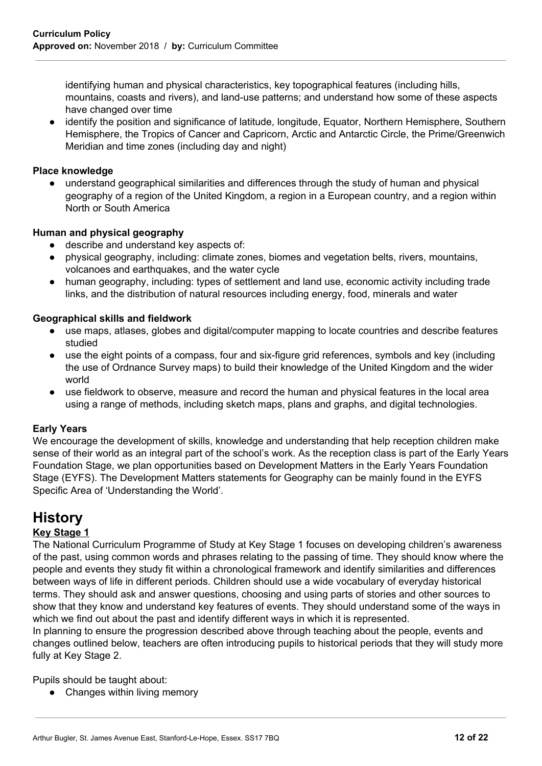identifying human and physical characteristics, key topographical features (including hills, mountains, coasts and rivers), and land-use patterns; and understand how some of these aspects have changed over time

- identify the position and significance of latitude, longitude, Equator, Northern Hemisphere, Southern Hemisphere, the Tropics of Cancer and Capricorn, Arctic and Antarctic Circle, the Prime/Greenwich Meridian and time zones (including day and night)

**Place knowledge**

- understand geographical similarities and differences through the study of human and physical geography of a region of the United Kingdom, a region in a European country, and a region within North or South America

**Human and physical geography**

- describe and understand key aspects of:
- physical geography, including: climate zones, biomes and vegetation belts, rivers, mountains, volcanoes and earthquakes, and the water cycle
- human geography, including: types of settlement and land use, economic activity including trade links, and the distribution of natural resources including energy, food, minerals and water

**Geographical skills and fieldwork**

- use maps, atlases, globes and digital/computer mapping to locate countries and describe features studied
- use the eight points of a compass, four and six-figure grid references, symbols and key (including the use of Ordnance Survey maps) to build their knowledge of the United Kingdom and the wider world
- use fieldwork to observe, measure and record the human and physical features in the local area using a range of methods, including sketch maps, plans and graphs, and digital technologies.

**Early Years**

We encourage the development of skills, knowledge and understanding that help reception children make sense of their world as an integral part of the school's work. As the reception class is part of the Early Years Foundation Stage, we plan opportunities based on Development Matters in the Early Years Foundation Stage (EYFS). The Development Matters statements for Geography can be mainly found in the EYFS Specific Area of 'Understanding the World'.

# History

**Key Stage 1**

The National Curriculum Programme of Study at Key Stage 1 focuses on developing children's awareness of the past, using common words and phrases relating to the passing of time. They should know where the people and events they study fit within a chronological framework and identify similarities and differences between ways of life in different periods. Children should use a wide vocabulary of everyday historical terms. They should ask and answer questions, choosing and using parts of stories and other sources to show that they know and understand key features of events. They should understand some of the ways in which we find out about the past and identify different ways in which it is represented.

In planning to ensure the progression described above through teaching about the people, events and changes outlined below, teachers are often introducing pupils to historical periods that they will study more fully at Key Stage 2.

Pupils should be taught about:

- Changes within living memory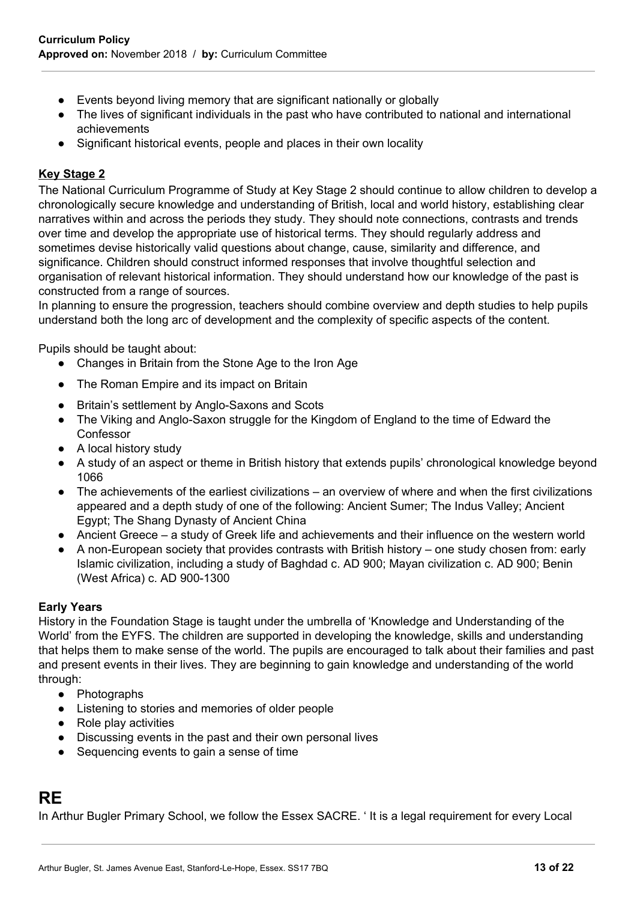- Events beyond living memory that are significant nationally or globally
- The lives of significant individuals in the past who have contributed to national and international achievements
- Significant historical events, people and places in their own locality

### Key Stage 2

The National Curriculum Programme of Study at Key Stage 2 should continue to allow children to develop a chronologically secure knowledge and understanding of British, local and world history, establishing clear narratives within and across the periods they study. They should note connections, contrasts and trends over time and develop the appropriate use of historical terms. They should regularly address and sometimes devise historically valid questions about change, cause, similarity and difference, and significance. Children should construct informed responses that involve thoughtful selection and organisation of relevant historical information. They should understand how our knowledge of the past is constructed from a range of sources.
In planning to ensure the progression, teachers should combine overview and depth studies to help pupils understand both the long arc of development and the complexity of specific aspects of the content.

Pupils should be taught about:

- Changes in Britain from the Stone Age to the Iron Age
- The Roman Empire and its impact on Britain
- Britain's settlement by Anglo-Saxons and Scots
- The Viking and Anglo-Saxon struggle for the Kingdom of England to the time of Edward the Confessor
- A local history study
- A study of an aspect or theme in British history that extends pupils' chronological knowledge beyond 1066
- The achievements of the earliest civilizations – an overview of where and when the first civilizations appeared and a depth study of one of the following: Ancient Sumer; The Indus Valley; Ancient Egypt; The Shang Dynasty of Ancient China
- Ancient Greece – a study of Greek life and achievements and their influence on the western world
- A non-European society that provides contrasts with British history – one study chosen from: early Islamic civilization, including a study of Baghdad c. AD 900; Mayan civilization c. AD 900; Benin (West Africa) c. AD 900-1300

### Early Years

History in the Foundation Stage is taught under the umbrella of 'Knowledge and Understanding of the World' from the EYFS. The children are supported in developing the knowledge, skills and understanding that helps them to make sense of the world. The pupils are encouraged to talk about their families and past and present events in their lives. They are beginning to gain knowledge and understanding of the world through:

- Photographs
- Listening to stories and memories of older people
- Role play activities
- Discussing events in the past and their own personal lives
- Sequencing events to gain a sense of time

# RE

In Arthur Bugler Primary School, we follow the Essex SACRE. ' It is a legal requirement for every Local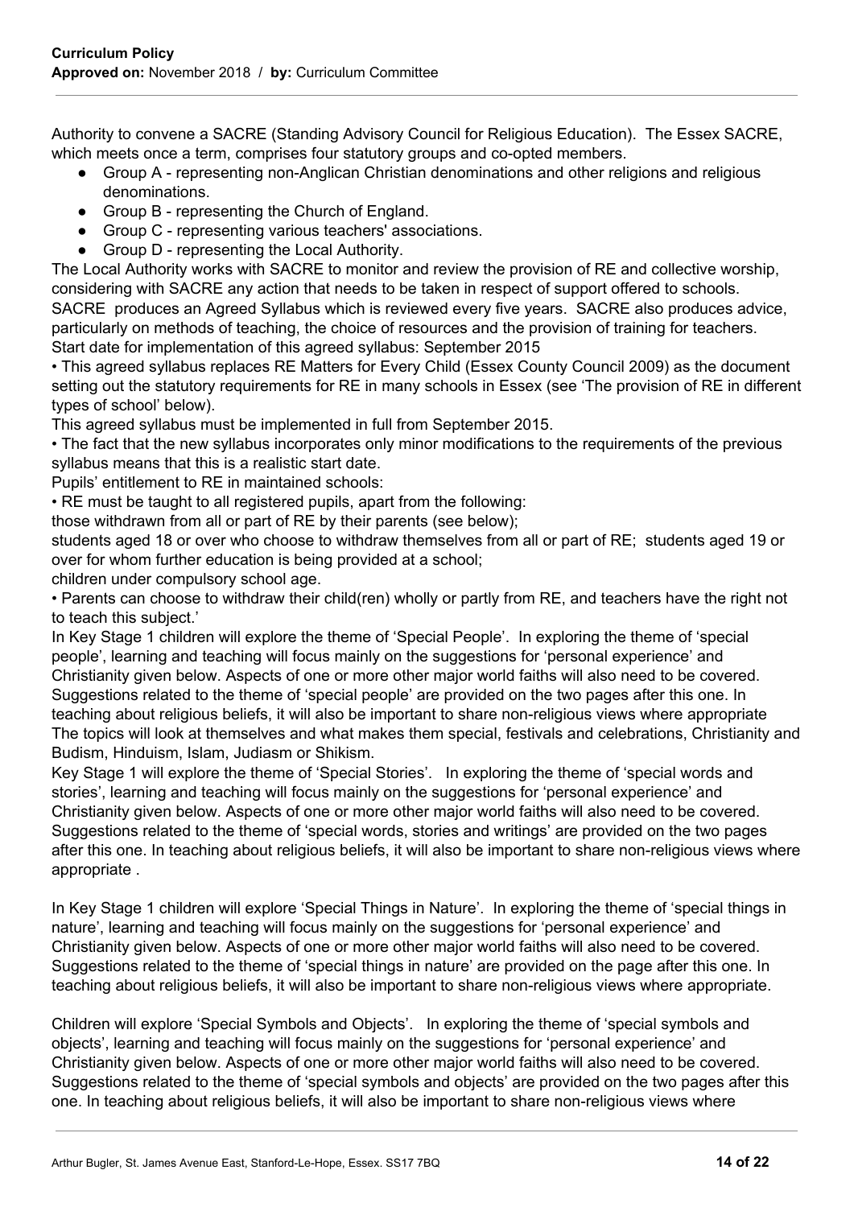Authority to convene a SACRE (Standing Advisory Council for Religious Education). The Essex SACRE, which meets once a term, comprises four statutory groups and co-opted members.

- Group A - representing non-Anglican Christian denominations and other religions and religious denominations.
- Group B - representing the Church of England.
- Group C - representing various teachers' associations.
- Group D - representing the Local Authority.

The Local Authority works with SACRE to monitor and review the provision of RE and collective worship, considering with SACRE any action that needs to be taken in respect of support offered to schools. SACRE produces an Agreed Syllabus which is reviewed every five years. SACRE also produces advice, particularly on methods of teaching, the choice of resources and the provision of training for teachers.
Start date for implementation of this agreed syllabus: September 2015

• This agreed syllabus replaces RE Matters for Every Child (Essex County Council 2009) as the document setting out the statutory requirements for RE in many schools in Essex (see 'The provision of RE in different types of school' below).

This agreed syllabus must be implemented in full from September 2015.

• The fact that the new syllabus incorporates only minor modifications to the requirements of the previous syllabus means that this is a realistic start date.

Pupils' entitlement to RE in maintained schools:

• RE must be taught to all registered pupils, apart from the following:
those withdrawn from all or part of RE by their parents (see below);
students aged 18 or over who choose to withdraw themselves from all or part of RE; students aged 19 or over for whom further education is being provided at a school;
children under compulsory school age.

• Parents can choose to withdraw their child(ren) wholly or partly from RE, and teachers have the right not to teach this subject.'

In Key Stage 1 children will explore the theme of 'Special People'. In exploring the theme of 'special people', learning and teaching will focus mainly on the suggestions for 'personal experience' and Christianity given below. Aspects of one or more other major world faiths will also need to be covered. Suggestions related to the theme of 'special people' are provided on the two pages after this one. In teaching about religious beliefs, it will also be important to share non-religious views where appropriate
The topics will look at themselves and what makes them special, festivals and celebrations, Christianity and Budism, Hinduism, Islam, Judiasm or Shikism.

Key Stage 1 will explore the theme of 'Special Stories'. In exploring the theme of 'special words and stories', learning and teaching will focus mainly on the suggestions for 'personal experience' and Christianity given below. Aspects of one or more other major world faiths will also need to be covered. Suggestions related to the theme of 'special words, stories and writings' are provided on the two pages after this one. In teaching about religious beliefs, it will also be important to share non-religious views where appropriate .

In Key Stage 1 children will explore 'Special Things in Nature'. In exploring the theme of 'special things in nature', learning and teaching will focus mainly on the suggestions for 'personal experience' and Christianity given below. Aspects of one or more other major world faiths will also need to be covered. Suggestions related to the theme of 'special things in nature' are provided on the page after this one. In teaching about religious beliefs, it will also be important to share non-religious views where appropriate.

Children will explore 'Special Symbols and Objects'. In exploring the theme of 'special symbols and objects', learning and teaching will focus mainly on the suggestions for 'personal experience' and Christianity given below. Aspects of one or more other major world faiths will also need to be covered. Suggestions related to the theme of 'special symbols and objects' are provided on the two pages after this one. In teaching about religious beliefs, it will also be important to share non-religious views where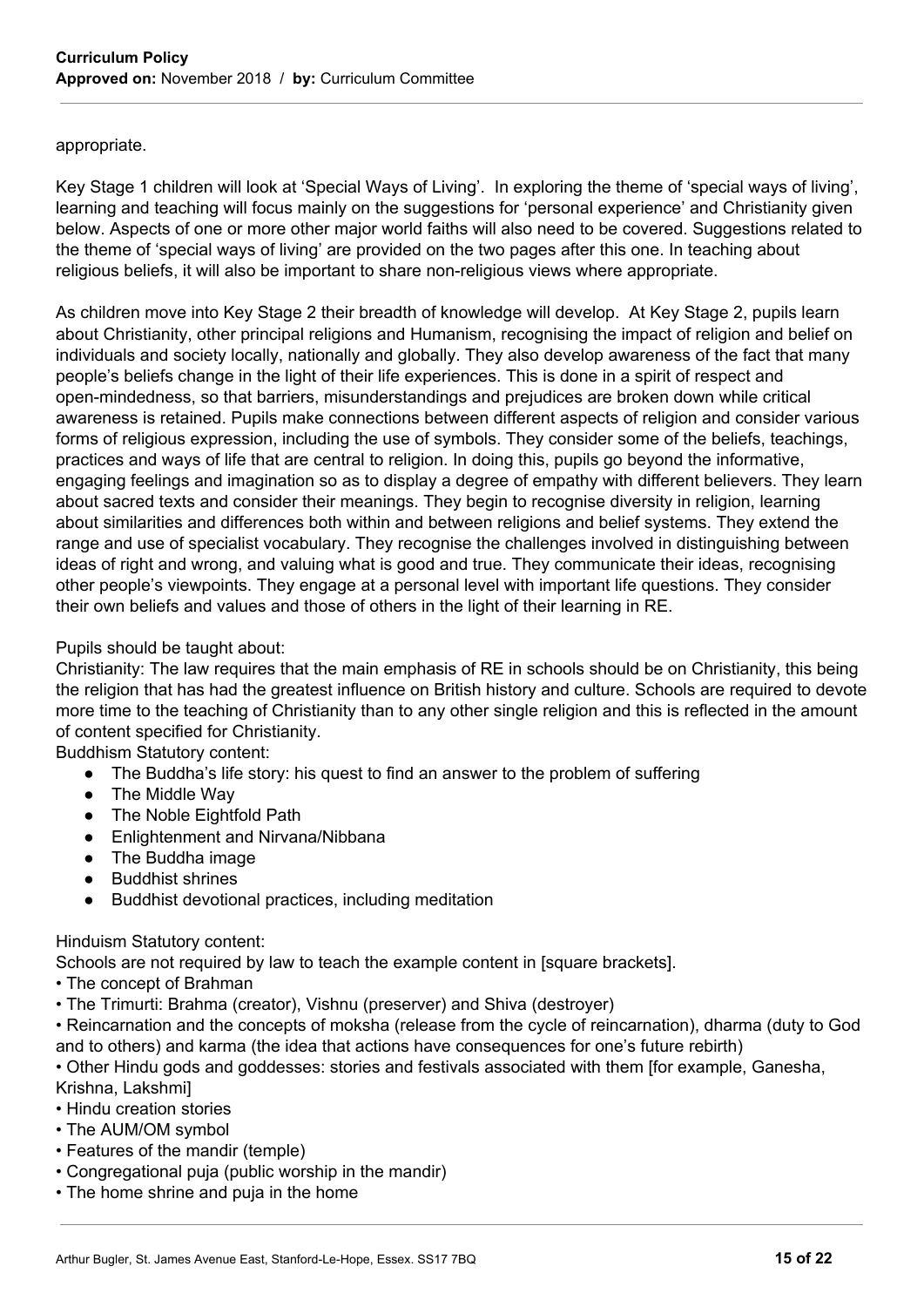appropriate.

Key Stage 1 children will look at 'Special Ways of Living'. In exploring the theme of 'special ways of living', learning and teaching will focus mainly on the suggestions for 'personal experience' and Christianity given below. Aspects of one or more other major world faiths will also need to be covered. Suggestions related to the theme of 'special ways of living' are provided on the two pages after this one. In teaching about religious beliefs, it will also be important to share non-religious views where appropriate.

As children move into Key Stage 2 their breadth of knowledge will develop. At Key Stage 2, pupils learn about Christianity, other principal religions and Humanism, recognising the impact of religion and belief on individuals and society locally, nationally and globally. They also develop awareness of the fact that many people's beliefs change in the light of their life experiences. This is done in a spirit of respect and open-mindedness, so that barriers, misunderstandings and prejudices are broken down while critical awareness is retained. Pupils make connections between different aspects of religion and consider various forms of religious expression, including the use of symbols. They consider some of the beliefs, teachings, practices and ways of life that are central to religion. In doing this, pupils go beyond the informative, engaging feelings and imagination so as to display a degree of empathy with different believers. They learn about sacred texts and consider their meanings. They begin to recognise diversity in religion, learning about similarities and differences both within and between religions and belief systems. They extend the range and use of specialist vocabulary. They recognise the challenges involved in distinguishing between ideas of right and wrong, and valuing what is good and true. They communicate their ideas, recognising other people's viewpoints. They engage at a personal level with important life questions. They consider their own beliefs and values and those of others in the light of their learning in RE.

Pupils should be taught about:
Christianity: The law requires that the main emphasis of RE in schools should be on Christianity, this being the religion that has had the greatest influence on British history and culture. Schools are required to devote more time to the teaching of Christianity than to any other single religion and this is reflected in the amount of content specified for Christianity.
Buddhism Statutory content:

- The Buddha's life story: his quest to find an answer to the problem of suffering
- The Middle Way
- The Noble Eightfold Path
- Enlightenment and Nirvana/Nibbana
- The Buddha image
- Buddhist shrines
- Buddhist devotional practices, including meditation

Hinduism Statutory content:
Schools are not required by law to teach the example content in [square brackets].

- The concept of Brahman
- The Trimurti: Brahma (creator), Vishnu (preserver) and Shiva (destroyer)
- Reincarnation and the concepts of moksha (release from the cycle of reincarnation), dharma (duty to God and to others) and karma (the idea that actions have consequences for one's future rebirth)
- Other Hindu gods and goddesses: stories and festivals associated with them [for example, Ganesha, Krishna, Lakshmi]
- Hindu creation stories
- The AUM/OM symbol
- Features of the mandir (temple)
- Congregational puja (public worship in the mandir)
- The home shrine and puja in the home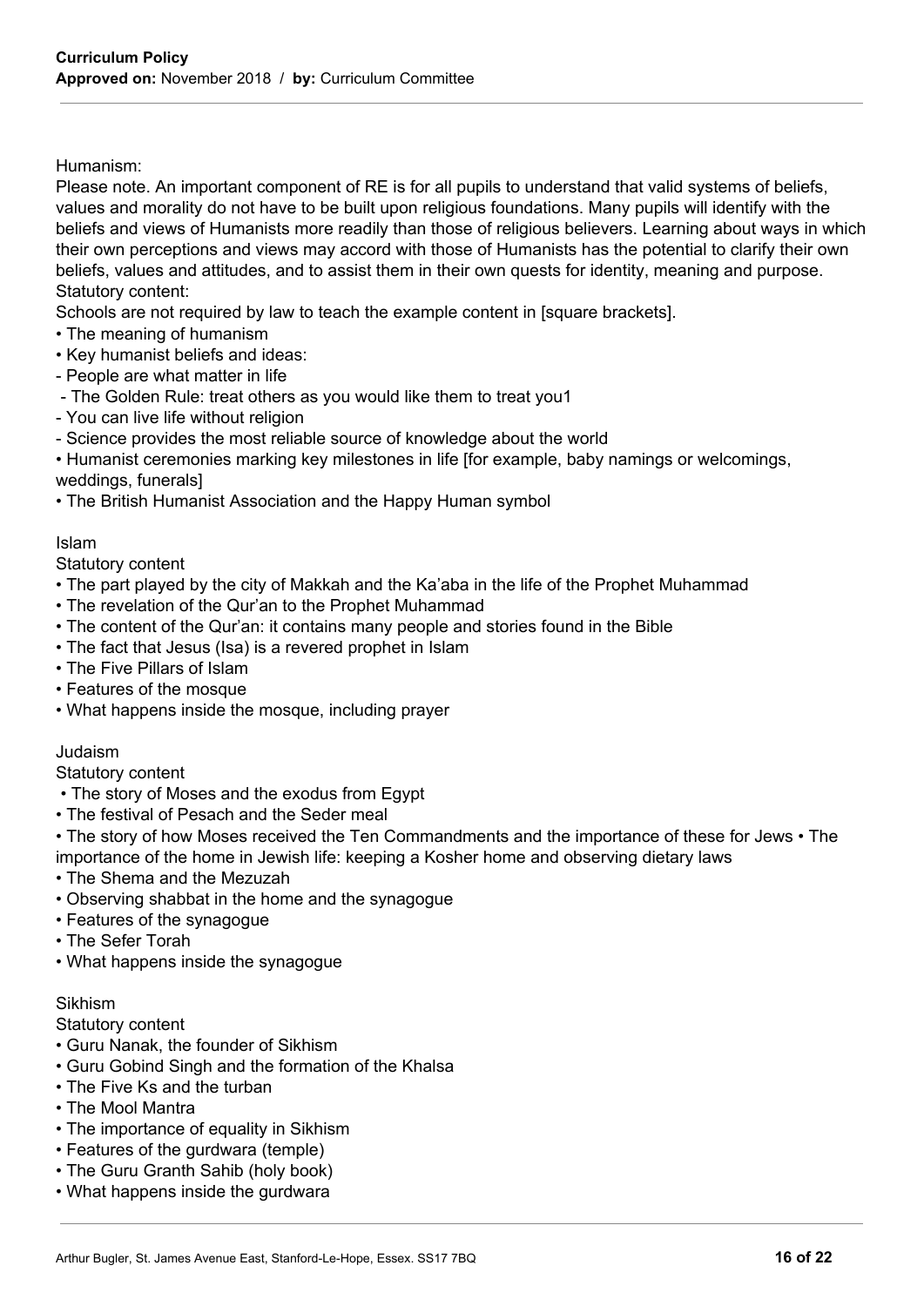Humanism:

Please note. An important component of RE is for all pupils to understand that valid systems of beliefs, values and morality do not have to be built upon religious foundations. Many pupils will identify with the beliefs and views of Humanists more readily than those of religious believers. Learning about ways in which their own perceptions and views may accord with those of Humanists has the potential to clarify their own beliefs, values and attitudes, and to assist them in their own quests for identity, meaning and purpose.

Statutory content:

Schools are not required by law to teach the example content in [square brackets].

- The meaning of humanism
- Key humanist beliefs and ideas:
  - People are what matter in life
  - The Golden Rule: treat others as you would like them to treat you1
  - You can live life without religion
  - Science provides the most reliable source of knowledge about the world
- Humanist ceremonies marking key milestones in life [for example, baby namings or welcomings, weddings, funerals]
- The British Humanist Association and the Happy Human symbol

Islam

Statutory content

- The part played by the city of Makkah and the Ka'aba in the life of the Prophet Muhammad
- The revelation of the Qur'an to the Prophet Muhammad
- The content of the Qur'an: it contains many people and stories found in the Bible
- The fact that Jesus (Isa) is a revered prophet in Islam
- The Five Pillars of Islam
- Features of the mosque
- What happens inside the mosque, including prayer

Judaism

Statutory content

- The story of Moses and the exodus from Egypt
- The festival of Pesach and the Seder meal
- The story of how Moses received the Ten Commandments and the importance of these for Jews • The importance of the home in Jewish life: keeping a Kosher home and observing dietary laws
- The Shema and the Mezuzah
- Observing shabbat in the home and the synagogue
- Features of the synagogue
- The Sefer Torah
- What happens inside the synagogue

Sikhism

Statutory content

- Guru Nanak, the founder of Sikhism
- Guru Gobind Singh and the formation of the Khalsa
- The Five Ks and the turban
- The Mool Mantra
- The importance of equality in Sikhism
- Features of the gurdwara (temple)
- The Guru Granth Sahib (holy book)
- What happens inside the gurdwara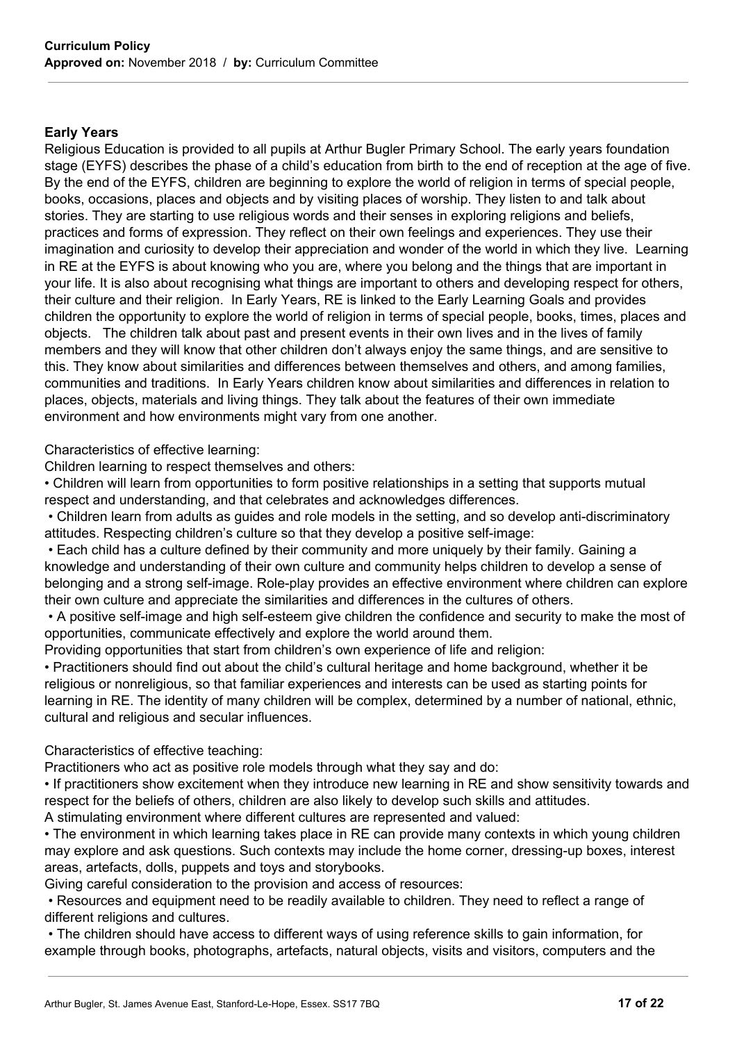## Early Years

Religious Education is provided to all pupils at Arthur Bugler Primary School. The early years foundation stage (EYFS) describes the phase of a child's education from birth to the end of reception at the age of five. By the end of the EYFS, children are beginning to explore the world of religion in terms of special people, books, occasions, places and objects and by visiting places of worship. They listen to and talk about stories. They are starting to use religious words and their senses in exploring religions and beliefs, practices and forms of expression. They reflect on their own feelings and experiences. They use their imagination and curiosity to develop their appreciation and wonder of the world in which they live. Learning in RE at the EYFS is about knowing who you are, where you belong and the things that are important in your life. It is also about recognising what things are important to others and developing respect for others, their culture and their religion. In Early Years, RE is linked to the Early Learning Goals and provides children the opportunity to explore the world of religion in terms of special people, books, times, places and objects. The children talk about past and present events in their own lives and in the lives of family members and they will know that other children don't always enjoy the same things, and are sensitive to this. They know about similarities and differences between themselves and others, and among families, communities and traditions. In Early Years children know about similarities and differences in relation to places, objects, materials and living things. They talk about the features of their own immediate environment and how environments might vary from one another.

Characteristics of effective learning:

Children learning to respect themselves and others:

- Children will learn from opportunities to form positive relationships in a setting that supports mutual respect and understanding, and that celebrates and acknowledges differences.
- Children learn from adults as guides and role models in the setting, and so develop anti-discriminatory attitudes. Respecting children's culture so that they develop a positive self-image:
- Each child has a culture defined by their community and more uniquely by their family. Gaining a knowledge and understanding of their own culture and community helps children to develop a sense of belonging and a strong self-image. Role-play provides an effective environment where children can explore their own culture and appreciate the similarities and differences in the cultures of others.
- A positive self-image and high self-esteem give children the confidence and security to make the most of opportunities, communicate effectively and explore the world around them.

Providing opportunities that start from children's own experience of life and religion:

- Practitioners should find out about the child's cultural heritage and home background, whether it be religious or nonreligious, so that familiar experiences and interests can be used as starting points for learning in RE. The identity of many children will be complex, determined by a number of national, ethnic, cultural and religious and secular influences.

Characteristics of effective teaching:

Practitioners who act as positive role models through what they say and do:

- If practitioners show excitement when they introduce new learning in RE and show sensitivity towards and respect for the beliefs of others, children are also likely to develop such skills and attitudes.

A stimulating environment where different cultures are represented and valued:

- The environment in which learning takes place in RE can provide many contexts in which young children may explore and ask questions. Such contexts may include the home corner, dressing-up boxes, interest areas, artefacts, dolls, puppets and toys and storybooks.

Giving careful consideration to the provision and access of resources:

- Resources and equipment need to be readily available to children. They need to reflect a range of different religions and cultures.
- The children should have access to different ways of using reference skills to gain information, for example through books, photographs, artefacts, natural objects, visits and visitors, computers and the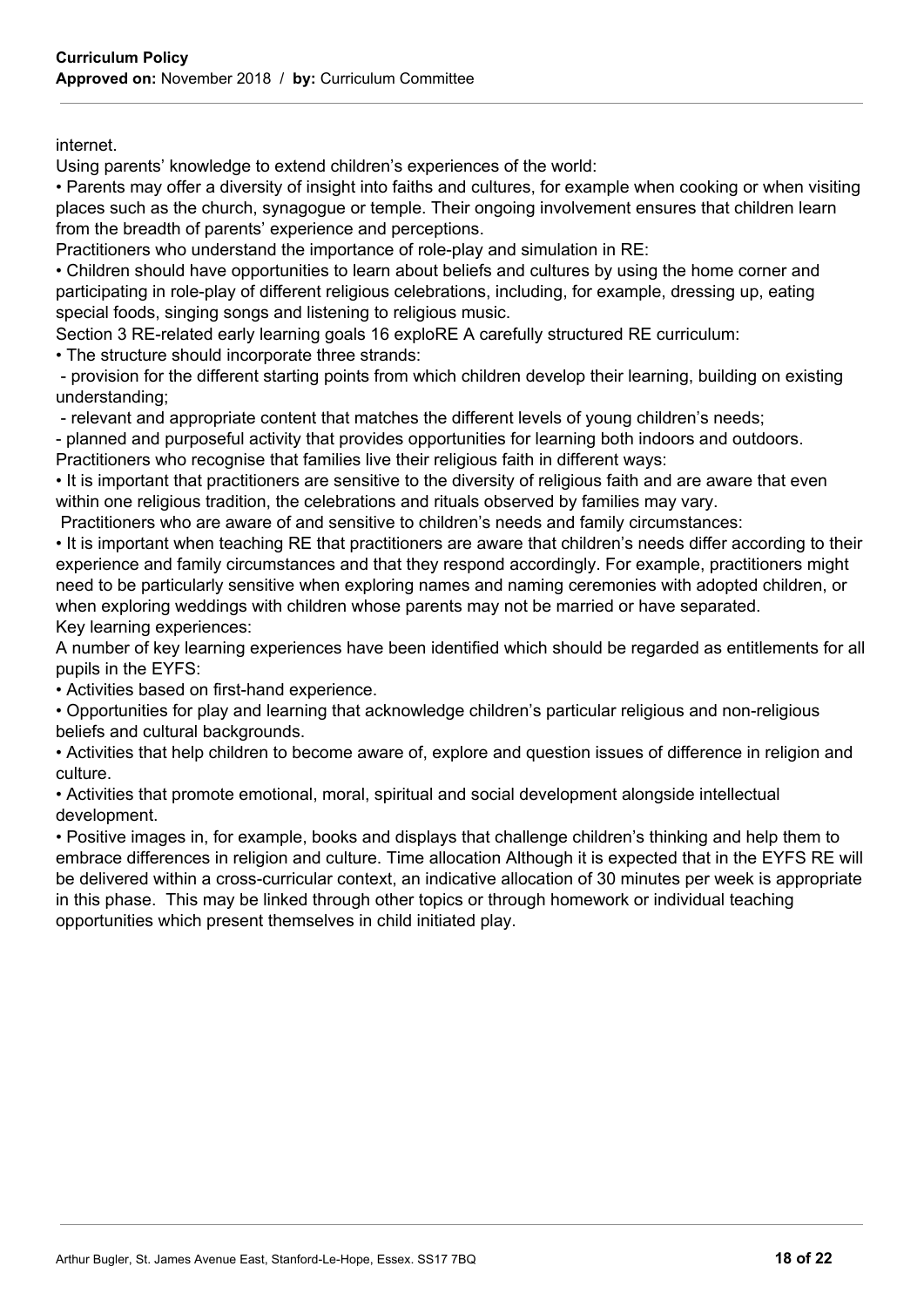internet.

Using parents' knowledge to extend children's experiences of the world:

• Parents may offer a diversity of insight into faiths and cultures, for example when cooking or when visiting places such as the church, synagogue or temple. Their ongoing involvement ensures that children learn from the breadth of parents' experience and perceptions.

Practitioners who understand the importance of role-play and simulation in RE:

• Children should have opportunities to learn about beliefs and cultures by using the home corner and participating in role-play of different religious celebrations, including, for example, dressing up, eating special foods, singing songs and listening to religious music.

Section 3 RE-related early learning goals 16 exploRE A carefully structured RE curriculum:

• The structure should incorporate three strands:

- provision for the different starting points from which children develop their learning, building on existing understanding;
- relevant and appropriate content that matches the different levels of young children's needs;
- planned and purposeful activity that provides opportunities for learning both indoors and outdoors.

Practitioners who recognise that families live their religious faith in different ways:

• It is important that practitioners are sensitive to the diversity of religious faith and are aware that even within one religious tradition, the celebrations and rituals observed by families may vary.

Practitioners who are aware of and sensitive to children's needs and family circumstances:

• It is important when teaching RE that practitioners are aware that children's needs differ according to their experience and family circumstances and that they respond accordingly. For example, practitioners might need to be particularly sensitive when exploring names and naming ceremonies with adopted children, or when exploring weddings with children whose parents may not be married or have separated.

Key learning experiences:

A number of key learning experiences have been identified which should be regarded as entitlements for all pupils in the EYFS:

• Activities based on first-hand experience.

• Opportunities for play and learning that acknowledge children's particular religious and non-religious beliefs and cultural backgrounds.

• Activities that help children to become aware of, explore and question issues of difference in religion and culture.

• Activities that promote emotional, moral, spiritual and social development alongside intellectual development.

• Positive images in, for example, books and displays that challenge children's thinking and help them to embrace differences in religion and culture. Time allocation Although it is expected that in the EYFS RE will be delivered within a cross-curricular context, an indicative allocation of 30 minutes per week is appropriate in this phase. This may be linked through other topics or through homework or individual teaching opportunities which present themselves in child initiated play.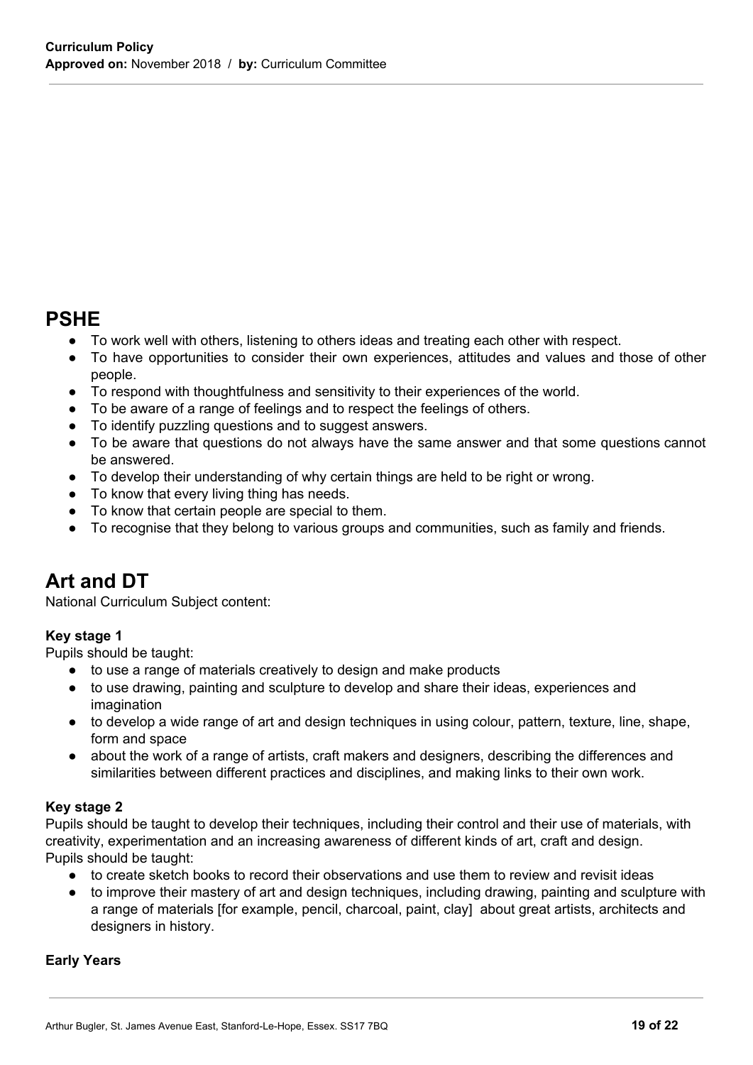## PSHE

- To work well with others, listening to others ideas and treating each other with respect.
- To have opportunities to consider their own experiences, attitudes and values and those of other people.
- To respond with thoughtfulness and sensitivity to their experiences of the world.
- To be aware of a range of feelings and to respect the feelings of others.
- To identify puzzling questions and to suggest answers.
- To be aware that questions do not always have the same answer and that some questions cannot be answered.
- To develop their understanding of why certain things are held to be right or wrong.
- To know that every living thing has needs.
- To know that certain people are special to them.
- To recognise that they belong to various groups and communities, such as family and friends.

## Art and DT

National Curriculum Subject content:

**Key stage 1**

Pupils should be taught:

- to use a range of materials creatively to design and make products
- to use drawing, painting and sculpture to develop and share their ideas, experiences and imagination
- to develop a wide range of art and design techniques in using colour, pattern, texture, line, shape, form and space
- about the work of a range of artists, craft makers and designers, describing the differences and similarities between different practices and disciplines, and making links to their own work.

**Key stage 2**

Pupils should be taught to develop their techniques, including their control and their use of materials, with creativity, experimentation and an increasing awareness of different kinds of art, craft and design.
Pupils should be taught:

- to create sketch books to record their observations and use them to review and revisit ideas
- to improve their mastery of art and design techniques, including drawing, painting and sculpture with a range of materials [for example, pencil, charcoal, paint, clay] about great artists, architects and designers in history.

**Early Years**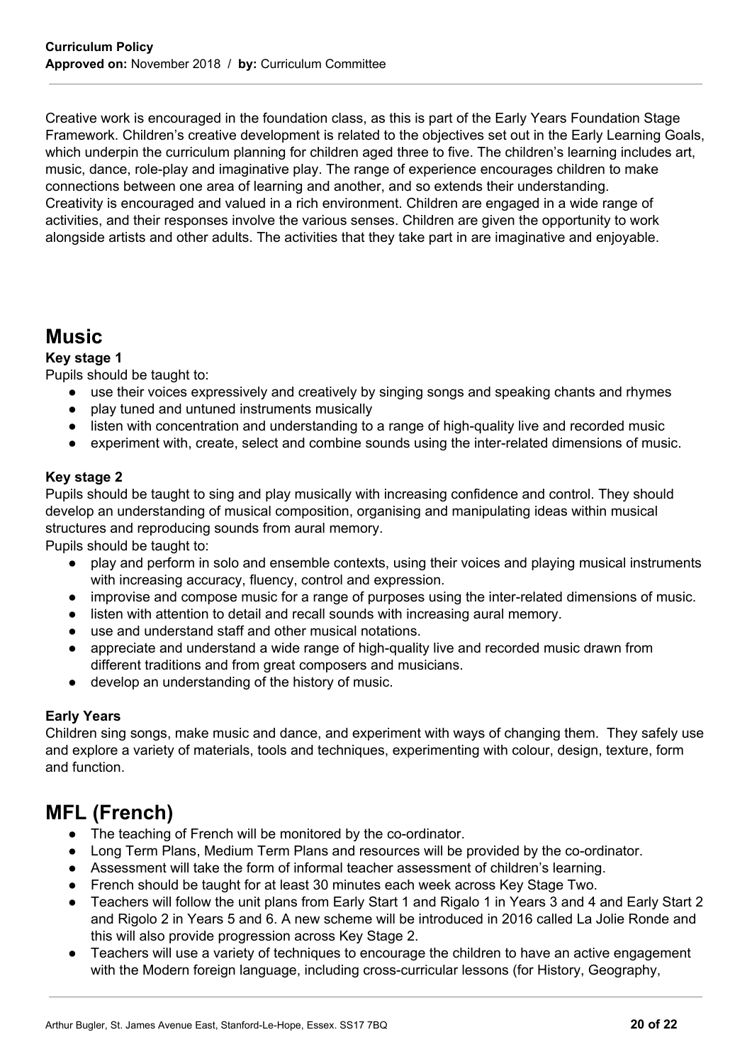Creative work is encouraged in the foundation class, as this is part of the Early Years Foundation Stage Framework. Children's creative development is related to the objectives set out in the Early Learning Goals, which underpin the curriculum planning for children aged three to five. The children's learning includes art, music, dance, role-play and imaginative play. The range of experience encourages children to make connections between one area of learning and another, and so extends their understanding.
Creativity is encouraged and valued in a rich environment. Children are engaged in a wide range of activities, and their responses involve the various senses. Children are given the opportunity to work alongside artists and other adults. The activities that they take part in are imaginative and enjoyable.

# Music

**Key stage 1**

Pupils should be taught to:

- use their voices expressively and creatively by singing songs and speaking chants and rhymes
- play tuned and untuned instruments musically
- listen with concentration and understanding to a range of high-quality live and recorded music
- experiment with, create, select and combine sounds using the inter-related dimensions of music.

**Key stage 2**

Pupils should be taught to sing and play musically with increasing confidence and control. They should develop an understanding of musical composition, organising and manipulating ideas within musical structures and reproducing sounds from aural memory.

Pupils should be taught to:

- play and perform in solo and ensemble contexts, using their voices and playing musical instruments with increasing accuracy, fluency, control and expression.
- improvise and compose music for a range of purposes using the inter-related dimensions of music.
- listen with attention to detail and recall sounds with increasing aural memory.
- use and understand staff and other musical notations.
- appreciate and understand a wide range of high-quality live and recorded music drawn from different traditions and from great composers and musicians.
- develop an understanding of the history of music.

**Early Years**

Children sing songs, make music and dance, and experiment with ways of changing them. They safely use and explore a variety of materials, tools and techniques, experimenting with colour, design, texture, form and function.

# MFL (French)

- The teaching of French will be monitored by the co-ordinator.
- Long Term Plans, Medium Term Plans and resources will be provided by the co-ordinator.
- Assessment will take the form of informal teacher assessment of children's learning.
- French should be taught for at least 30 minutes each week across Key Stage Two.
- Teachers will follow the unit plans from Early Start 1 and Rigalo 1 in Years 3 and 4 and Early Start 2 and Rigolo 2 in Years 5 and 6. A new scheme will be introduced in 2016 called La Jolie Ronde and this will also provide progression across Key Stage 2.
- Teachers will use a variety of techniques to encourage the children to have an active engagement with the Modern foreign language, including cross-curricular lessons (for History, Geography,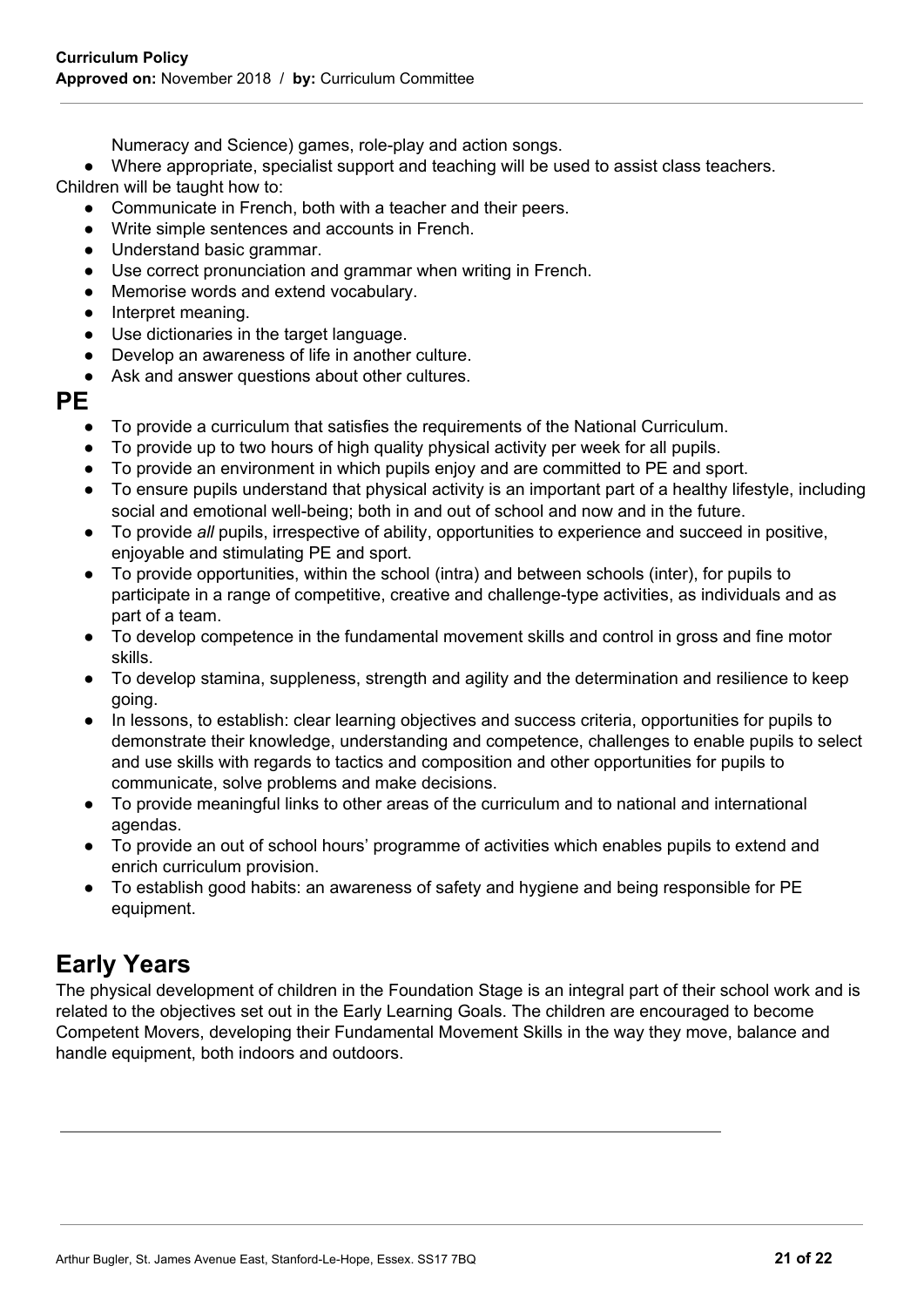Numeracy and Science) games, role-play and action songs.

- Where appropriate, specialist support and teaching will be used to assist class teachers.

Children will be taught how to:

- Communicate in French, both with a teacher and their peers.
- Write simple sentences and accounts in French.
- Understand basic grammar.
- Use correct pronunciation and grammar when writing in French.
- Memorise words and extend vocabulary.
- Interpret meaning.
- Use dictionaries in the target language.
- Develop an awareness of life in another culture.
- Ask and answer questions about other cultures.

## PE

- To provide a curriculum that satisfies the requirements of the National Curriculum.
- To provide up to two hours of high quality physical activity per week for all pupils.
- To provide an environment in which pupils enjoy and are committed to PE and sport.
- To ensure pupils understand that physical activity is an important part of a healthy lifestyle, including social and emotional well-being; both in and out of school and now and in the future.
- To provide *all* pupils, irrespective of ability, opportunities to experience and succeed in positive, enjoyable and stimulating PE and sport.
- To provide opportunities, within the school (intra) and between schools (inter), for pupils to participate in a range of competitive, creative and challenge-type activities, as individuals and as part of a team.
- To develop competence in the fundamental movement skills and control in gross and fine motor skills.
- To develop stamina, suppleness, strength and agility and the determination and resilience to keep going.
- In lessons, to establish: clear learning objectives and success criteria, opportunities for pupils to demonstrate their knowledge, understanding and competence, challenges to enable pupils to select and use skills with regards to tactics and composition and other opportunities for pupils to communicate, solve problems and make decisions.
- To provide meaningful links to other areas of the curriculum and to national and international agendas.
- To provide an out of school hours' programme of activities which enables pupils to extend and enrich curriculum provision.
- To establish good habits: an awareness of safety and hygiene and being responsible for PE equipment.

## Early Years

The physical development of children in the Foundation Stage is an integral part of their school work and is related to the objectives set out in the Early Learning Goals. The children are encouraged to become Competent Movers, developing their Fundamental Movement Skills in the way they move, balance and handle equipment, both indoors and outdoors.

---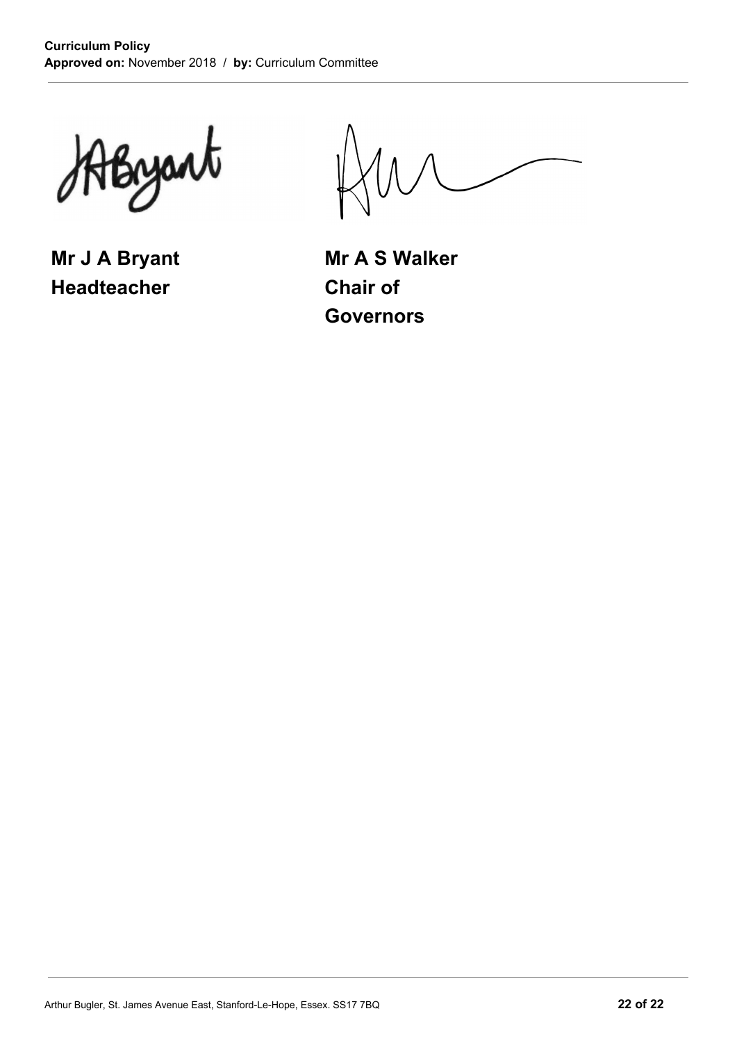**Mr J A Bryant**
**Headteacher**

**Mr A S Walker**
**Chair of Governors**